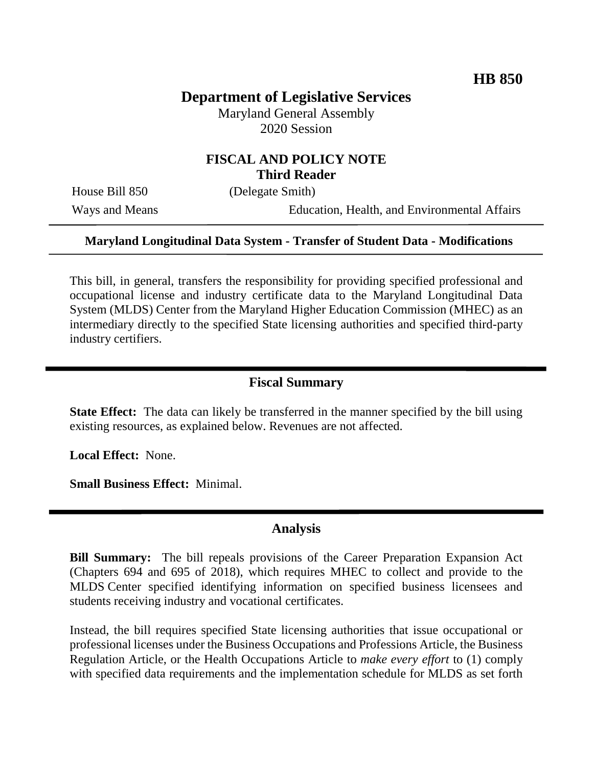**HB 850**

# Department of Legislative Services

Maryland General Assembly
2020 Session

## FISCAL AND POLICY NOTE
**Third Reader**

House Bill 850 (Delegate Smith)
Ways and Means Education, Health, and Environmental Affairs

---

**Maryland Longitudinal Data System - Transfer of Student Data - Modifications**

---

This bill, in general, transfers the responsibility for providing specified professional and occupational license and industry certificate data to the Maryland Longitudinal Data System (MLDS) Center from the Maryland Higher Education Commission (MHEC) as an intermediary directly to the specified State licensing authorities and specified third-party industry certifiers.

---

## Fiscal Summary

**State Effect:** The data can likely be transferred in the manner specified by the bill using existing resources, as explained below. Revenues are not affected.

**Local Effect:** None.

**Small Business Effect:** Minimal.

---

## Analysis

**Bill Summary:** The bill repeals provisions of the Career Preparation Expansion Act (Chapters 694 and 695 of 2018), which requires MHEC to collect and provide to the MLDS Center specified identifying information on specified business licensees and students receiving industry and vocational certificates.

Instead, the bill requires specified State licensing authorities that issue occupational or professional licenses under the Business Occupations and Professions Article, the Business Regulation Article, or the Health Occupations Article to *make every effort* to (1) comply with specified data requirements and the implementation schedule for MLDS as set forth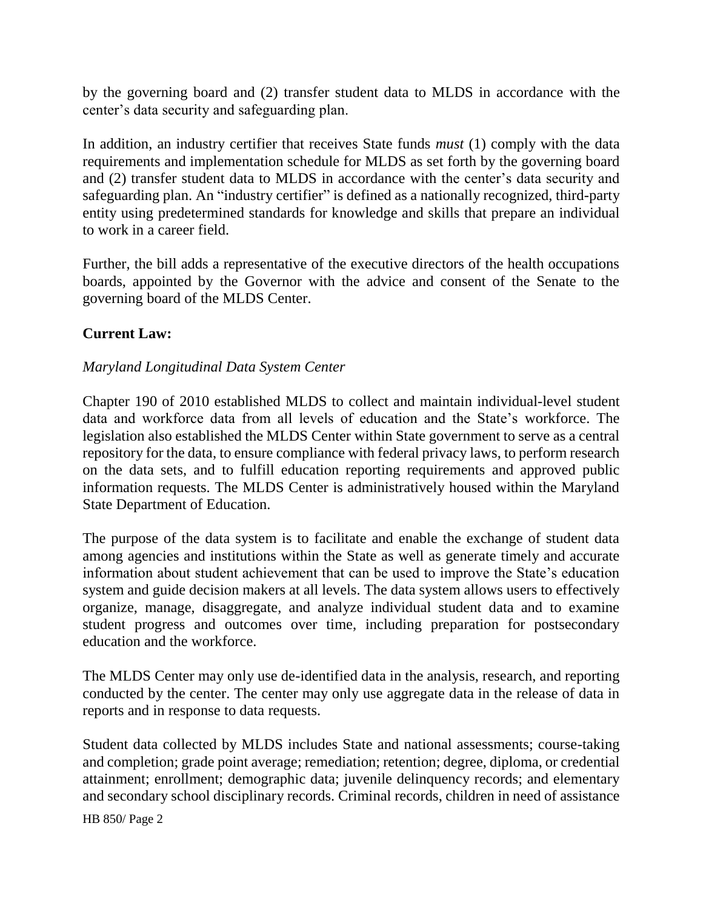by the governing board and (2) transfer student data to MLDS in accordance with the center's data security and safeguarding plan.

In addition, an industry certifier that receives State funds *must* (1) comply with the data requirements and implementation schedule for MLDS as set forth by the governing board and (2) transfer student data to MLDS in accordance with the center's data security and safeguarding plan. An "industry certifier" is defined as a nationally recognized, third-party entity using predetermined standards for knowledge and skills that prepare an individual to work in a career field.

Further, the bill adds a representative of the executive directors of the health occupations boards, appointed by the Governor with the advice and consent of the Senate to the governing board of the MLDS Center.

**Current Law:**

*Maryland Longitudinal Data System Center*

Chapter 190 of 2010 established MLDS to collect and maintain individual-level student data and workforce data from all levels of education and the State's workforce. The legislation also established the MLDS Center within State government to serve as a central repository for the data, to ensure compliance with federal privacy laws, to perform research on the data sets, and to fulfill education reporting requirements and approved public information requests. The MLDS Center is administratively housed within the Maryland State Department of Education.

The purpose of the data system is to facilitate and enable the exchange of student data among agencies and institutions within the State as well as generate timely and accurate information about student achievement that can be used to improve the State's education system and guide decision makers at all levels. The data system allows users to effectively organize, manage, disaggregate, and analyze individual student data and to examine student progress and outcomes over time, including preparation for postsecondary education and the workforce.

The MLDS Center may only use de-identified data in the analysis, research, and reporting conducted by the center. The center may only use aggregate data in the release of data in reports and in response to data requests.

Student data collected by MLDS includes State and national assessments; course-taking and completion; grade point average; remediation; retention; degree, diploma, or credential attainment; enrollment; demographic data; juvenile delinquency records; and elementary and secondary school disciplinary records. Criminal records, children in need of assistance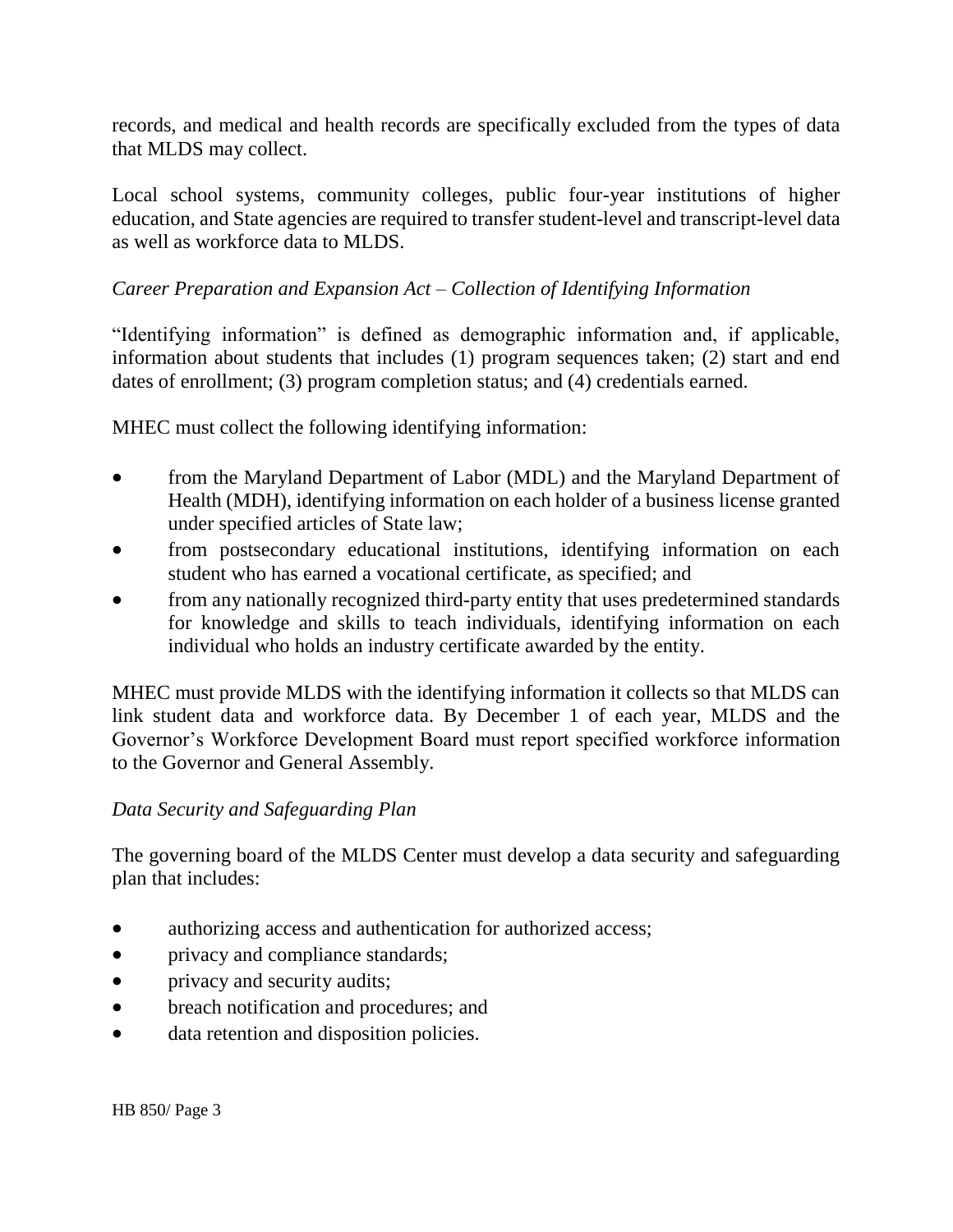records, and medical and health records are specifically excluded from the types of data that MLDS may collect.

Local school systems, community colleges, public four-year institutions of higher education, and State agencies are required to transfer student-level and transcript-level data as well as workforce data to MLDS.

*Career Preparation and Expansion Act – Collection of Identifying Information*

"Identifying information" is defined as demographic information and, if applicable, information about students that includes (1) program sequences taken; (2) start and end dates of enrollment; (3) program completion status; and (4) credentials earned.

MHEC must collect the following identifying information:

- from the Maryland Department of Labor (MDL) and the Maryland Department of Health (MDH), identifying information on each holder of a business license granted under specified articles of State law;
- from postsecondary educational institutions, identifying information on each student who has earned a vocational certificate, as specified; and
- from any nationally recognized third-party entity that uses predetermined standards for knowledge and skills to teach individuals, identifying information on each individual who holds an industry certificate awarded by the entity.

MHEC must provide MLDS with the identifying information it collects so that MLDS can link student data and workforce data. By December 1 of each year, MLDS and the Governor's Workforce Development Board must report specified workforce information to the Governor and General Assembly.

*Data Security and Safeguarding Plan*

The governing board of the MLDS Center must develop a data security and safeguarding plan that includes:

- authorizing access and authentication for authorized access;
- privacy and compliance standards;
- privacy and security audits;
- breach notification and procedures; and
- data retention and disposition policies.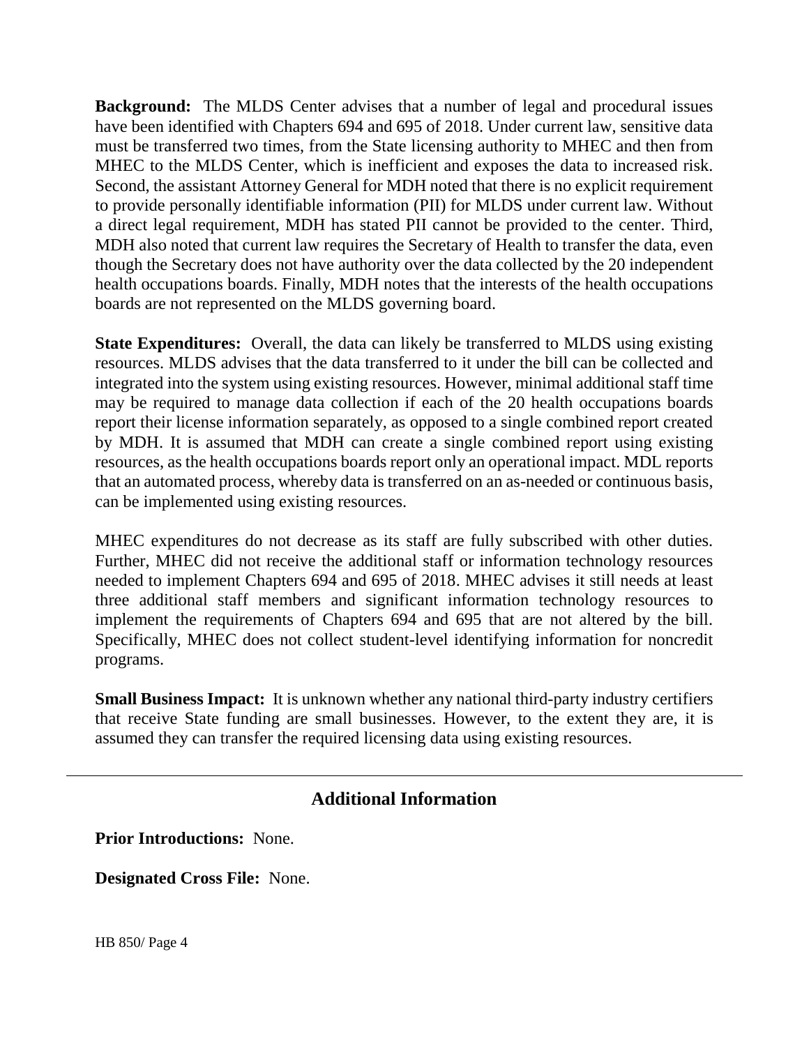**Background:** The MLDS Center advises that a number of legal and procedural issues have been identified with Chapters 694 and 695 of 2018. Under current law, sensitive data must be transferred two times, from the State licensing authority to MHEC and then from MHEC to the MLDS Center, which is inefficient and exposes the data to increased risk. Second, the assistant Attorney General for MDH noted that there is no explicit requirement to provide personally identifiable information (PII) for MLDS under current law. Without a direct legal requirement, MDH has stated PII cannot be provided to the center. Third, MDH also noted that current law requires the Secretary of Health to transfer the data, even though the Secretary does not have authority over the data collected by the 20 independent health occupations boards. Finally, MDH notes that the interests of the health occupations boards are not represented on the MLDS governing board.

**State Expenditures:** Overall, the data can likely be transferred to MLDS using existing resources. MLDS advises that the data transferred to it under the bill can be collected and integrated into the system using existing resources. However, minimal additional staff time may be required to manage data collection if each of the 20 health occupations boards report their license information separately, as opposed to a single combined report created by MDH. It is assumed that MDH can create a single combined report using existing resources, as the health occupations boards report only an operational impact. MDL reports that an automated process, whereby data is transferred on an as-needed or continuous basis, can be implemented using existing resources.

MHEC expenditures do not decrease as its staff are fully subscribed with other duties. Further, MHEC did not receive the additional staff or information technology resources needed to implement Chapters 694 and 695 of 2018. MHEC advises it still needs at least three additional staff members and significant information technology resources to implement the requirements of Chapters 694 and 695 that are not altered by the bill. Specifically, MHEC does not collect student-level identifying information for noncredit programs.

**Small Business Impact:** It is unknown whether any national third-party industry certifiers that receive State funding are small businesses. However, to the extent they are, it is assumed they can transfer the required licensing data using existing resources.

---

## Additional Information

**Prior Introductions:** None.

**Designated Cross File:** None.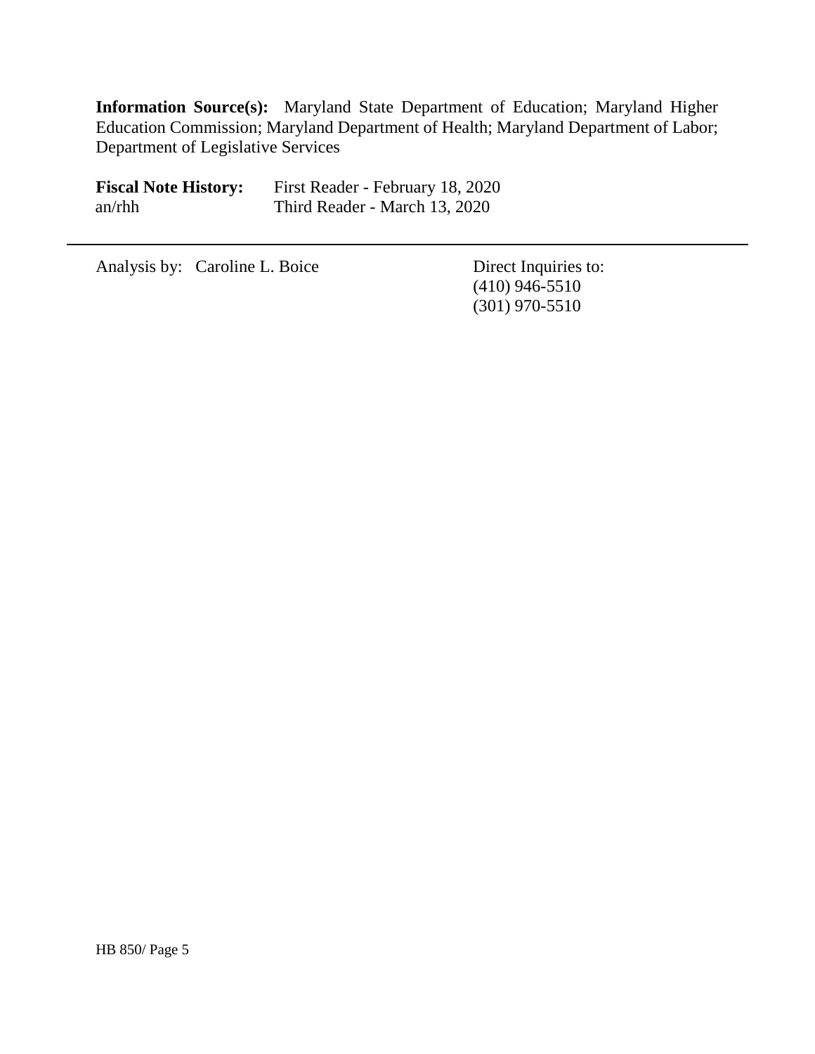**Information Source(s):** Maryland State Department of Education; Maryland Higher Education Commission; Maryland Department of Health; Maryland Department of Labor; Department of Legislative Services

**Fiscal Note History:** First Reader - February 18, 2020
an/rhh Third Reader - March 13, 2020

---

Analysis by: Caroline L. Boice

Direct Inquiries to:
(410) 946-5510
(301) 970-5510